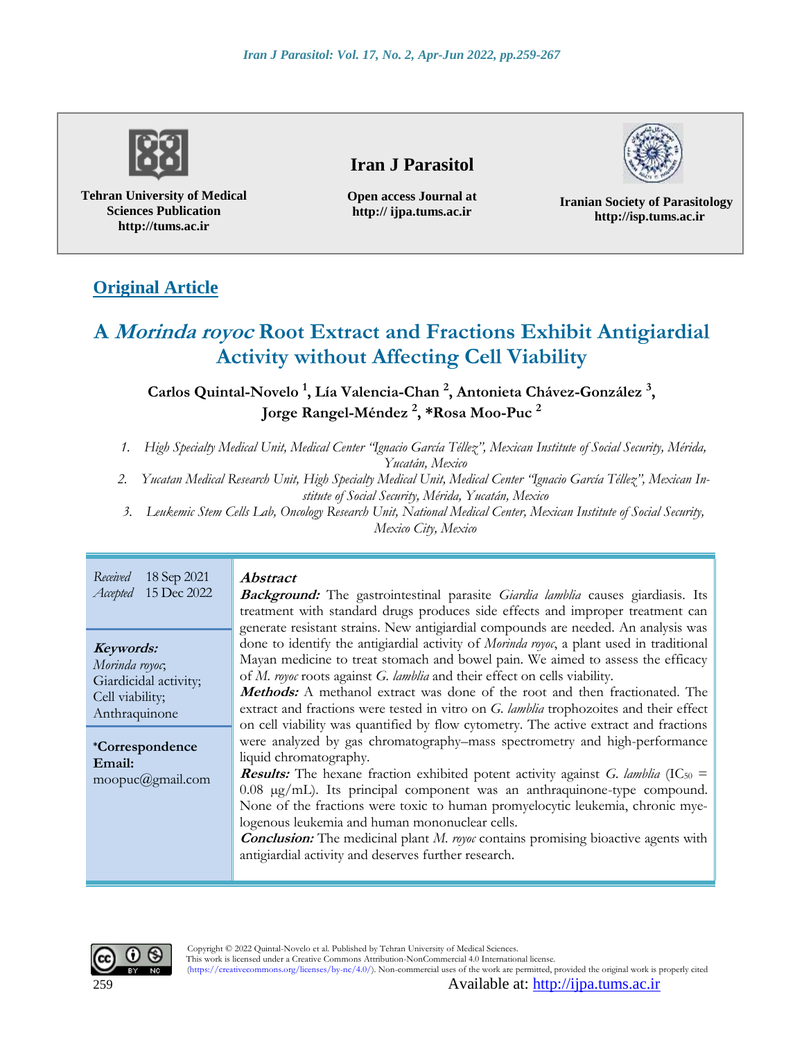Tehran University of Medical Sciences Publication
http://tums.ac.ir

**Iran J Parasitol**

Open access Journal at
http:// ijpa.tums.ac.ir

Iranian Society of Parasitology
http://isp.tums.ac.ir

**Original Article**

# A *Morinda royoc* Root Extract and Fractions Exhibit Antigiardial Activity without Affecting Cell Viability

**Carlos Quintal-Novelo [1], Lía Valencia-Chan [2], Antonieta Chávez-González [3], Jorge Rangel-Méndez [2], \*Rosa Moo-Puc [2]**

1. *High Specialty Medical Unit, Medical Center "Ignacio García Téllez", Mexican Institute of Social Security, Mérida, Yucatán, Mexico*
2. *Yucatan Medical Research Unit, High Specialty Medical Unit, Medical Center "Ignacio García Téllez", Mexican Institute of Social Security, Mérida, Yucatán, Mexico*
3. *Leukemic Stem Cells Lab, Oncology Research Unit, National Medical Center, Mexican Institute of Social Security, Mexico City, Mexico*

*Received* 18 Sep 2021
*Accepted* 15 Dec 2022

***Keywords:***
*Morinda royoc*;
Giardicidal activity;
Cell viability;
Anthraquinone

**\*Correspondence Email:**
moopuc@gmail.com

## *Abstract*

***Background:*** The gastrointestinal parasite *Giardia lamblia* causes giardiasis. Its treatment with standard drugs produces side effects and improper treatment can generate resistant strains. New antigiardial compounds are needed. An analysis was done to identify the antigiardial activity of *Morinda royoc*, a plant used in traditional Mayan medicine to treat stomach and bowel pain. We aimed to assess the efficacy of *M. royoc* roots against *G. lamblia* and their effect on cells viability.

***Methods:*** A methanol extract was done of the root and then fractionated. The extract and fractions were tested in vitro on *G. lamblia* trophozoites and their effect on cell viability was quantified by flow cytometry. The active extract and fractions were analyzed by gas chromatography–mass spectrometry and high-performance liquid chromatography.

***Results:*** The hexane fraction exhibited potent activity against *G. lamblia* ($IC_{50}$ = 0.08 μg/mL). Its principal component was an anthraquinone-type compound. None of the fractions were toxic to human promyelocytic leukemia, chronic myelogenous leukemia and human mononuclear cells.

***Conclusion:*** The medicinal plant *M. royoc* contains promising bioactive agents with antigiardial activity and deserves further research.

Copyright © 2022 Quintal-Novelo et al. Published by Tehran University of Medical Sciences.
This work is licensed under a Creative Commons Attribution-NonCommercial 4.0 International license.
(https://creativecommons.org/licenses/by-nc/4.0/). Non-commercial uses of the work are permitted, provided the original work is properly cited

Available at: http://ijpa.tums.ac.ir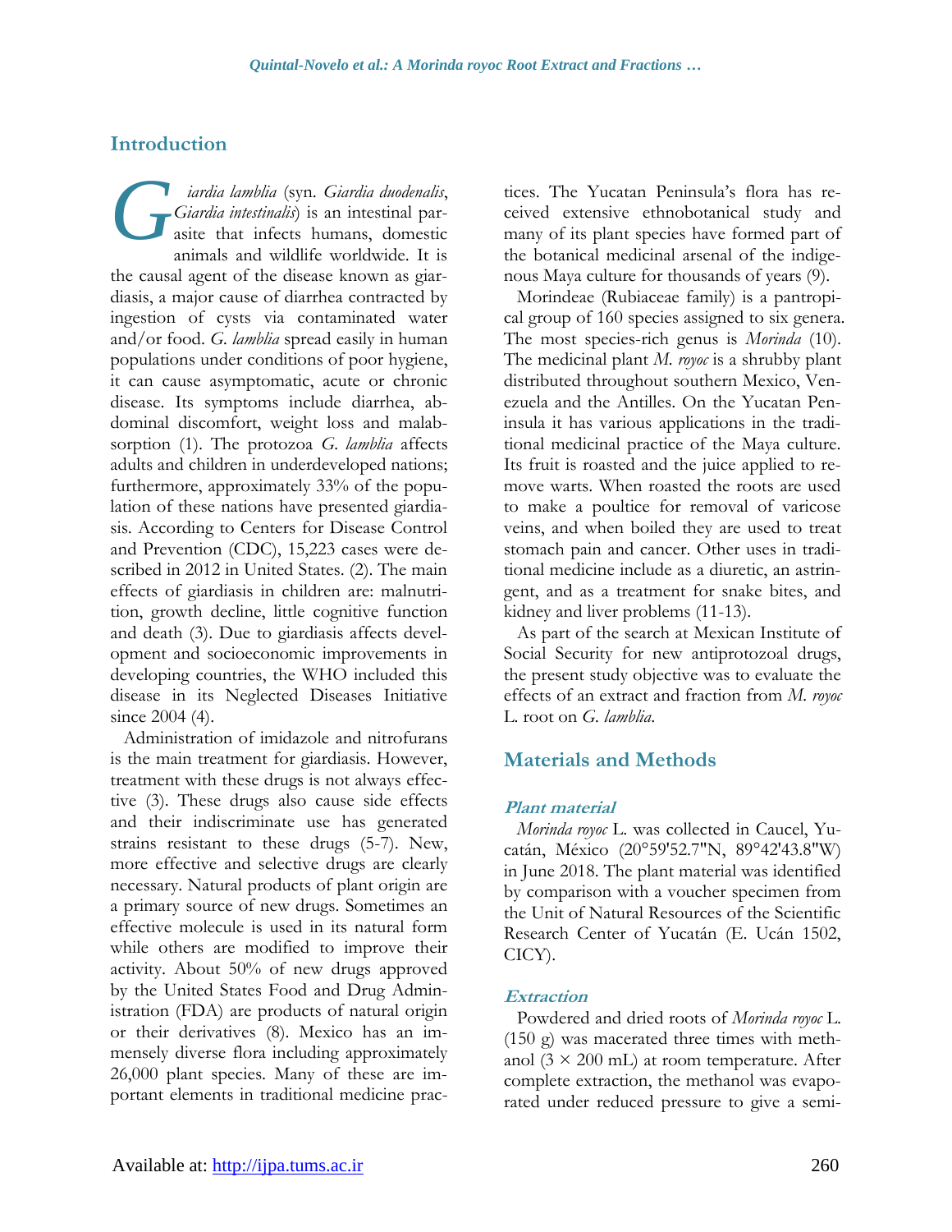## Introduction

*Giardia lamblia* (syn. *Giardia duodenalis*, *Giardia intestinalis*) is an intestinal parasite that infects humans, domestic animals and wildlife worldwide. It is the causal agent of the disease known as giardiasis, a major cause of diarrhea contracted by ingestion of cysts via contaminated water and/or food. *G. lamblia* spread easily in human populations under conditions of poor hygiene, it can cause asymptomatic, acute or chronic disease. Its symptoms include diarrhea, abdominal discomfort, weight loss and malabsorption (1). The protozoa *G. lamblia* affects adults and children in underdeveloped nations; furthermore, approximately 33% of the population of these nations have presented giardiasis. According to Centers for Disease Control and Prevention (CDC), 15,223 cases were described in 2012 in United States. (2). The main effects of giardiasis in children are: malnutrition, growth decline, little cognitive function and death (3). Due to giardiasis affects development and socioeconomic improvements in developing countries, the WHO included this disease in its Neglected Diseases Initiative since 2004 (4).

Administration of imidazole and nitrofurans is the main treatment for giardiasis. However, treatment with these drugs is not always effective (3). These drugs also cause side effects and their indiscriminate use has generated strains resistant to these drugs (5-7). New, more effective and selective drugs are clearly necessary. Natural products of plant origin are a primary source of new drugs. Sometimes an effective molecule is used in its natural form while others are modified to improve their activity. About 50% of new drugs approved by the United States Food and Drug Administration (FDA) are products of natural origin or their derivatives (8). Mexico has an immensely diverse flora including approximately 26,000 plant species. Many of these are important elements in traditional medicine practices. The Yucatan Peninsula's flora has received extensive ethnobotanical study and many of its plant species have formed part of the botanical medicinal arsenal of the indigenous Maya culture for thousands of years (9).

Morindeae (Rubiaceae family) is a pantropical group of 160 species assigned to six genera. The most species-rich genus is *Morinda* (10). The medicinal plant *M. royoc* is a shrubby plant distributed throughout southern Mexico, Venezuela and the Antilles. On the Yucatan Peninsula it has various applications in the traditional medicinal practice of the Maya culture. Its fruit is roasted and the juice applied to remove warts. When roasted the roots are used to make a poultice for removal of varicose veins, and when boiled they are used to treat stomach pain and cancer. Other uses in traditional medicine include as a diuretic, an astringent, and as a treatment for snake bites, and kidney and liver problems (11-13).

As part of the search at Mexican Institute of Social Security for new antiprotozoal drugs, the present study objective was to evaluate the effects of an extract and fraction from *M. royoc* L. root on *G. lamblia*.

## Materials and Methods

### Plant material

*Morinda royoc* L. was collected in Caucel, Yucatán, México (20°59'52.7"N, 89°42'43.8"W) in June 2018. The plant material was identified by comparison with a voucher specimen from the Unit of Natural Resources of the Scientific Research Center of Yucatán (E. Ucán 1502, CICY).

### Extraction

Powdered and dried roots of *Morinda royoc* L. (150 g) was macerated three times with methanol (3 × 200 mL) at room temperature. After complete extraction, the methanol was evaporated under reduced pressure to give a semi-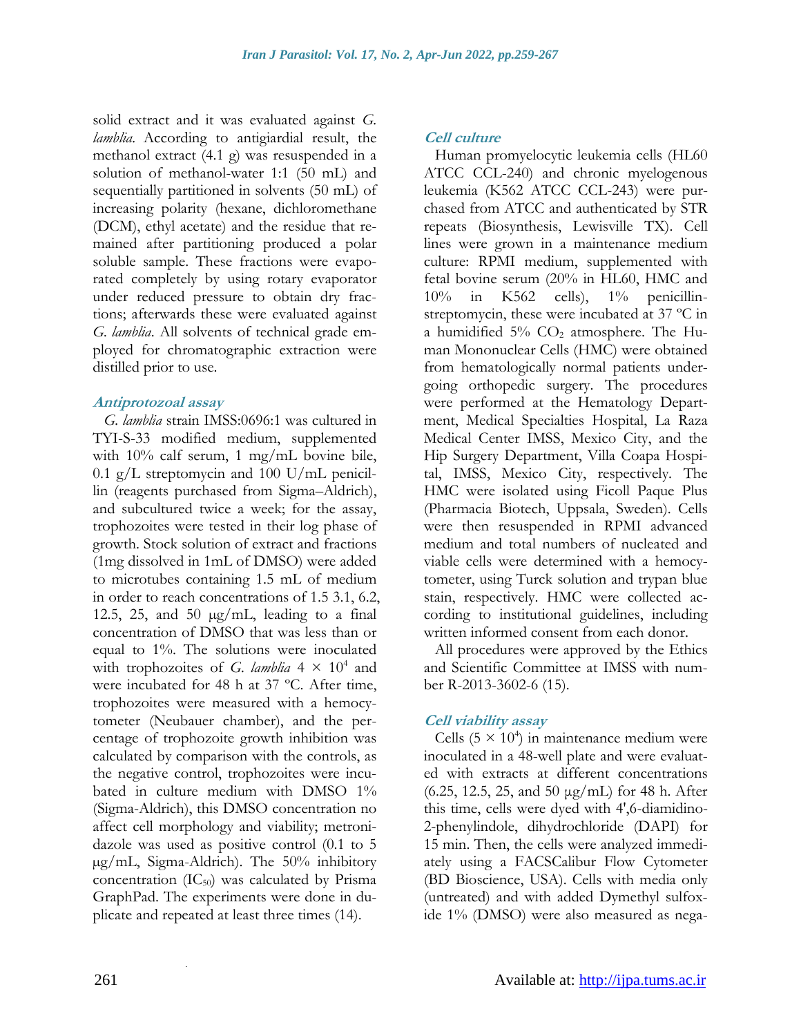solid extract and it was evaluated against *G. lamblia*. According to antigiardial result, the methanol extract (4.1 g) was resuspended in a solution of methanol-water 1:1 (50 mL) and sequentially partitioned in solvents (50 mL) of increasing polarity (hexane, dichloromethane (DCM), ethyl acetate) and the residue that remained after partitioning produced a polar soluble sample. These fractions were evaporated completely by using rotary evaporator under reduced pressure to obtain dry fractions; afterwards these were evaluated against *G. lamblia*. All solvents of technical grade employed for chromatographic extraction were distilled prior to use.

### Antiprotozoal assay

*G. lamblia* strain IMSS:0696:1 was cultured in TYI-S-33 modified medium, supplemented with 10% calf serum, 1 mg/mL bovine bile, 0.1 g/L streptomycin and 100 U/mL penicillin (reagents purchased from Sigma–Aldrich), and subcultured twice a week; for the assay, trophozoites were tested in their log phase of growth. Stock solution of extract and fractions (1mg dissolved in 1mL of DMSO) were added to microtubes containing 1.5 mL of medium in order to reach concentrations of 1.5 3.1, 6.2, 12.5, 25, and 50 μg/mL, leading to a final concentration of DMSO that was less than or equal to 1%. The solutions were inoculated with trophozoites of *G. lamblia* $4 \times 10^4$ and were incubated for 48 h at 37 ºC. After time, trophozoites were measured with a hemocytometer (Neubauer chamber), and the percentage of trophozoite growth inhibition was calculated by comparison with the controls, as the negative control, trophozoites were incubated in culture medium with DMSO 1% (Sigma-Aldrich), this DMSO concentration no affect cell morphology and viability; metronidazole was used as positive control (0.1 to 5 μg/mL, Sigma-Aldrich). The 50% inhibitory concentration ($IC_{50}$) was calculated by Prisma GraphPad. The experiments were done in duplicate and repeated at least three times (14).

### Cell culture

Human promyelocytic leukemia cells (HL60 ATCC CCL-240) and chronic myelogenous leukemia (K562 ATCC CCL-243) were purchased from ATCC and authenticated by STR repeats (Biosynthesis, Lewisville TX). Cell lines were grown in a maintenance medium culture: RPMI medium, supplemented with fetal bovine serum (20% in HL60, HMC and 10% in K562 cells), 1% penicillin-streptomycin, these were incubated at 37 ºC in a humidified 5% $CO_2$ atmosphere. The Human Mononuclear Cells (HMC) were obtained from hematologically normal patients undergoing orthopedic surgery. The procedures were performed at the Hematology Department, Medical Specialties Hospital, La Raza Medical Center IMSS, Mexico City, and the Hip Surgery Department, Villa Coapa Hospital, IMSS, Mexico City, respectively. The HMC were isolated using Ficoll Paque Plus (Pharmacia Biotech, Uppsala, Sweden). Cells were then resuspended in RPMI advanced medium and total numbers of nucleated and viable cells were determined with a hemocytometer, using Turck solution and trypan blue stain, respectively. HMC were collected according to institutional guidelines, including written informed consent from each donor.

All procedures were approved by the Ethics and Scientific Committee at IMSS with number R-2013-3602-6 (15).

### Cell viability assay

Cells ($5 \times 10^4$) in maintenance medium were inoculated in a 48-well plate and were evaluated with extracts at different concentrations (6.25, 12.5, 25, and 50 μg/mL) for 48 h. After this time, cells were dyed with 4',6-diamidino-2-phenylindole, dihydrochloride (DAPI) for 15 min. Then, the cells were analyzed immediately using a FACSCalibur Flow Cytometer (BD Bioscience, USA). Cells with media only (untreated) and with added Dymethyl sulfoxide 1% (DMSO) were also measured as nega-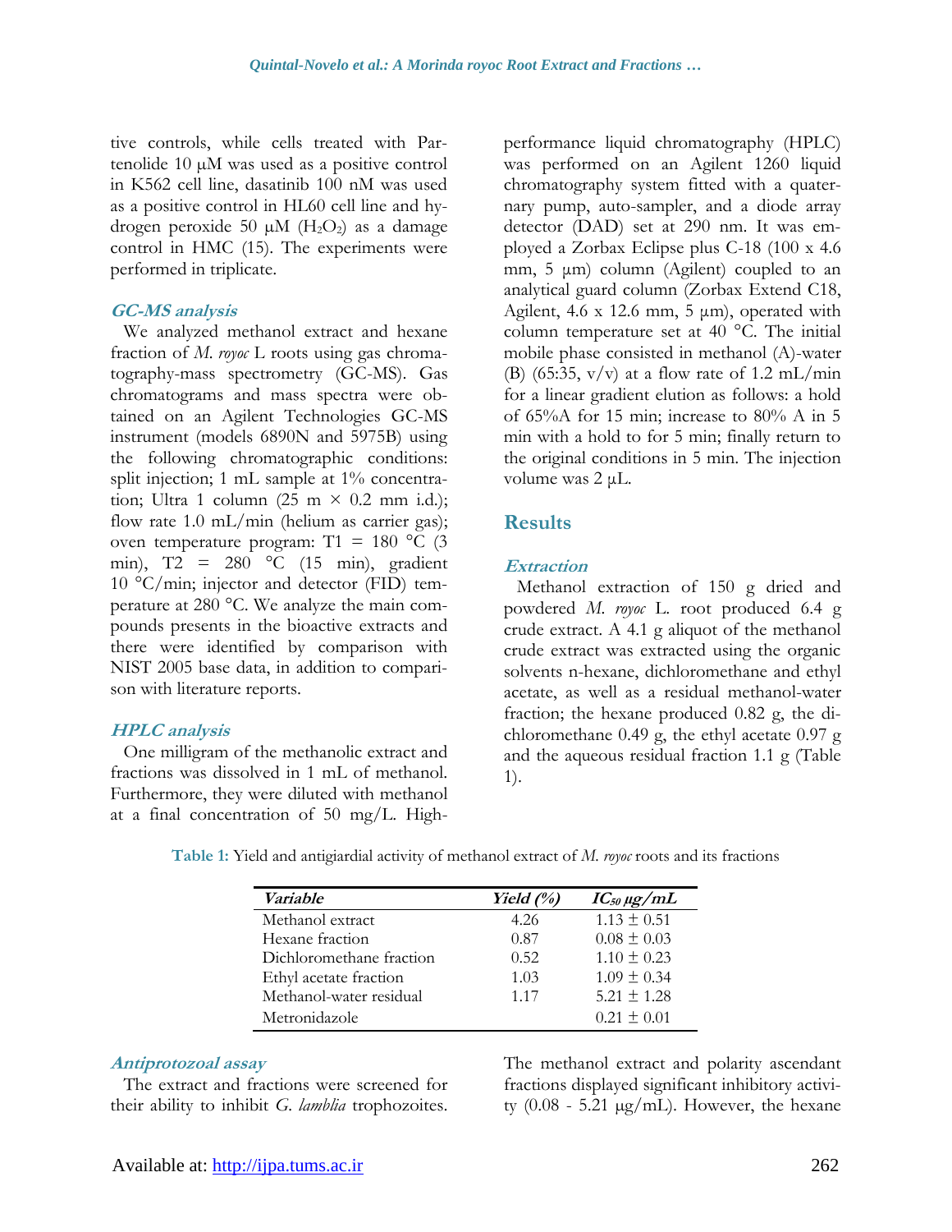tive controls, while cells treated with Partenolide 10 μM was used as a positive control in K562 cell line, dasatinib 100 nM was used as a positive control in HL60 cell line and hydrogen peroxide 50 μM ($H_2O_2$) as a damage control in HMC (15). The experiments were performed in triplicate.

### *GC-MS analysis*

We analyzed methanol extract and hexane fraction of *M. royoc* L roots using gas chromatography-mass spectrometry (GC-MS). Gas chromatograms and mass spectra were obtained on an Agilent Technologies GC-MS instrument (models 6890N and 5975B) using the following chromatographic conditions: split injection; 1 mL sample at 1% concentration; Ultra 1 column (25 m × 0.2 mm i.d.); flow rate 1.0 mL/min (helium as carrier gas); oven temperature program: T1 = 180 °C (3 min), T2 = 280 °C (15 min), gradient 10 °C/min; injector and detector (FID) temperature at 280 °C. We analyze the main compounds presents in the bioactive extracts and there were identified by comparison with NIST 2005 base data, in addition to comparison with literature reports.

### *HPLC analysis*

One milligram of the methanolic extract and fractions was dissolved in 1 mL of methanol. Furthermore, they were diluted with methanol at a final concentration of 50 mg/L. High-performance liquid chromatography (HPLC) was performed on an Agilent 1260 liquid chromatography system fitted with a quaternary pump, auto-sampler, and a diode array detector (DAD) set at 290 nm. It was employed a Zorbax Eclipse plus C-18 (100 x 4.6 mm, 5 μm) column (Agilent) coupled to an analytical guard column (Zorbax Extend C18, Agilent, 4.6 x 12.6 mm, 5 μm), operated with column temperature set at 40 °C. The initial mobile phase consisted in methanol (A)-water (B) (65:35, v/v) at a flow rate of 1.2 mL/min for a linear gradient elution as follows: a hold of 65%A for 15 min; increase to 80% A in 5 min with a hold to for 5 min; finally return to the original conditions in 5 min. The injection volume was 2 μL.

## Results

### *Extraction*

Methanol extraction of 150 g dried and powdered *M. royoc* L. root produced 6.4 g crude extract. A 4.1 g aliquot of the methanol crude extract was extracted using the organic solvents n-hexane, dichloromethane and ethyl acetate, as well as a residual methanol-water fraction; the hexane produced 0.82 g, the dichloromethane 0.49 g, the ethyl acetate 0.97 g and the aqueous residual fraction 1.1 g (Table 1).

**Table 1:** Yield and antigiardial activity of methanol extract of *M. royoc* roots and its fractions

| *Variable* | *Yield (%)* | *$IC_{50}$ μg/mL* |
|---|---|---|
| Methanol extract | 4.26 | 1.13 ± 0.51 |
| Hexane fraction | 0.87 | 0.08 ± 0.03 |
| Dichloromethane fraction | 0.52 | 1.10 ± 0.23 |
| Ethyl acetate fraction | 1.03 | 1.09 ± 0.34 |
| Methanol-water residual | 1.17 | 5.21 ± 1.28 |
| Metronidazole | | 0.21 ± 0.01 |

### *Antiprotozoal assay*

The extract and fractions were screened for their ability to inhibit *G. lamblia* trophozoites. The methanol extract and polarity ascendant fractions displayed significant inhibitory activity (0.08 - 5.21 μg/mL). However, the hexane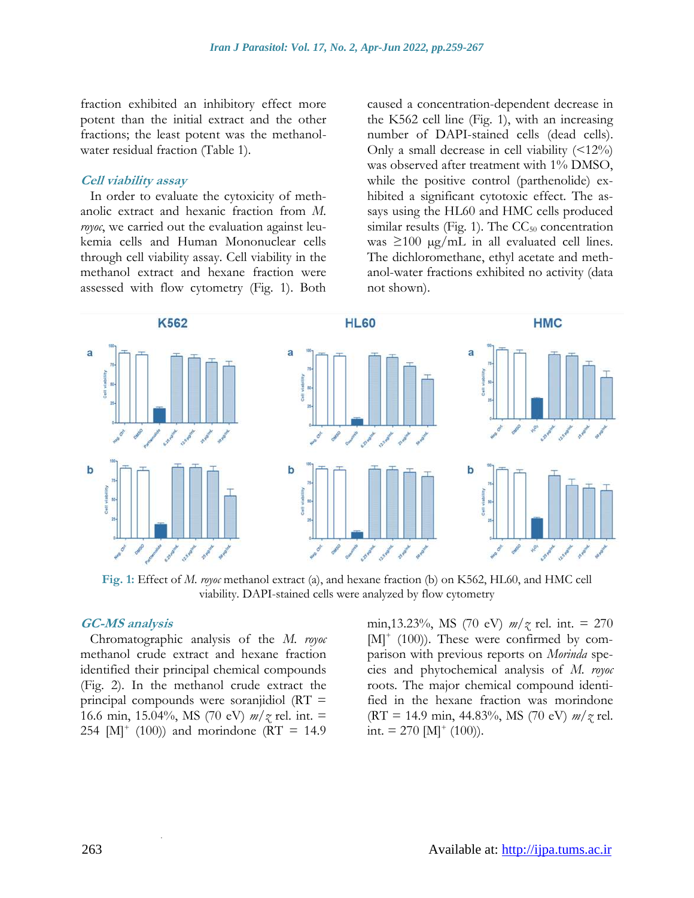fraction exhibited an inhibitory effect more potent than the initial extract and the other fractions; the least potent was the methanol-water residual fraction (Table 1).

### *Cell viability assay*

In order to evaluate the cytoxicity of methanolic extract and hexanic fraction from *M. royoc*, we carried out the evaluation against leukemia cells and Human Mononuclear cells through cell viability assay. Cell viability in the methanol extract and hexane fraction were assessed with flow cytometry (Fig. 1). Both caused a concentration-dependent decrease in the K562 cell line (Fig. 1), with an increasing number of DAPI-stained cells (dead cells). Only a small decrease in cell viability (<12%) was observed after treatment with 1% DMSO, while the positive control (parthenolide) exhibited a significant cytotoxic effect. The assays using the HL60 and HMC cells produced similar results (Fig. 1). The $CC_{50}$ concentration was ≥100 μg/mL in all evaluated cell lines. The dichloromethane, ethyl acetate and methanol-water fractions exhibited no activity (data not shown).

**Fig. 1:** Effect of *M. royoc* methanol extract (a), and hexane fraction (b) on K562, HL60, and HMC cell viability. DAPI-stained cells were analyzed by flow cytometry

### *GC-MS analysis*

Chromatographic analysis of the *M. royoc* methanol crude extract and hexane fraction identified their principal chemical compounds (Fig. 2). In the methanol crude extract the principal compounds were soranjidiol (RT = 16.6 min, 15.04%, MS (70 eV) *m/z* rel. int. = 254 $[M]^+$ (100)) and morindone (RT = 14.9 min,13.23%, MS (70 eV) *m/z* rel. int. = 270 $[M]^+$ (100)). These were confirmed by comparison with previous reports on *Morinda* species and phytochemical analysis of *M. royoc* roots. The major chemical compound identified in the hexane fraction was morindone (RT = 14.9 min, 44.83%, MS (70 eV) *m/z* rel. int. = 270 $[M]^+$ (100)).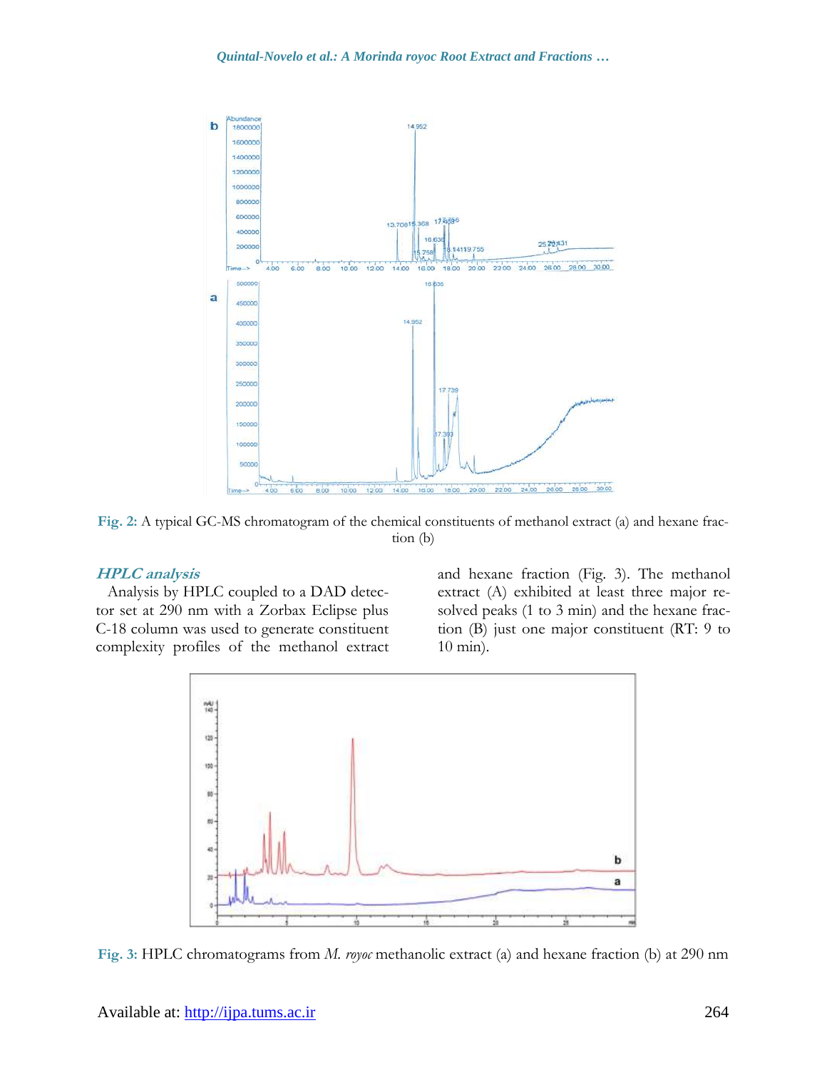Fig. 2: A typical GC-MS chromatogram of the chemical constituents of methanol extract (a) and hexane fraction (b)

### *HPLC analysis*

Analysis by HPLC coupled to a DAD detector set at 290 nm with a Zorbax Eclipse plus C-18 column was used to generate constituent complexity profiles of the methanol extract and hexane fraction (Fig. 3). The methanol extract (A) exhibited at least three major resolved peaks (1 to 3 min) and the hexane fraction (B) just one major constituent (RT: 9 to 10 min).

Fig. 3: HPLC chromatograms from *M. royoc* methanolic extract (a) and hexane fraction (b) at 290 nm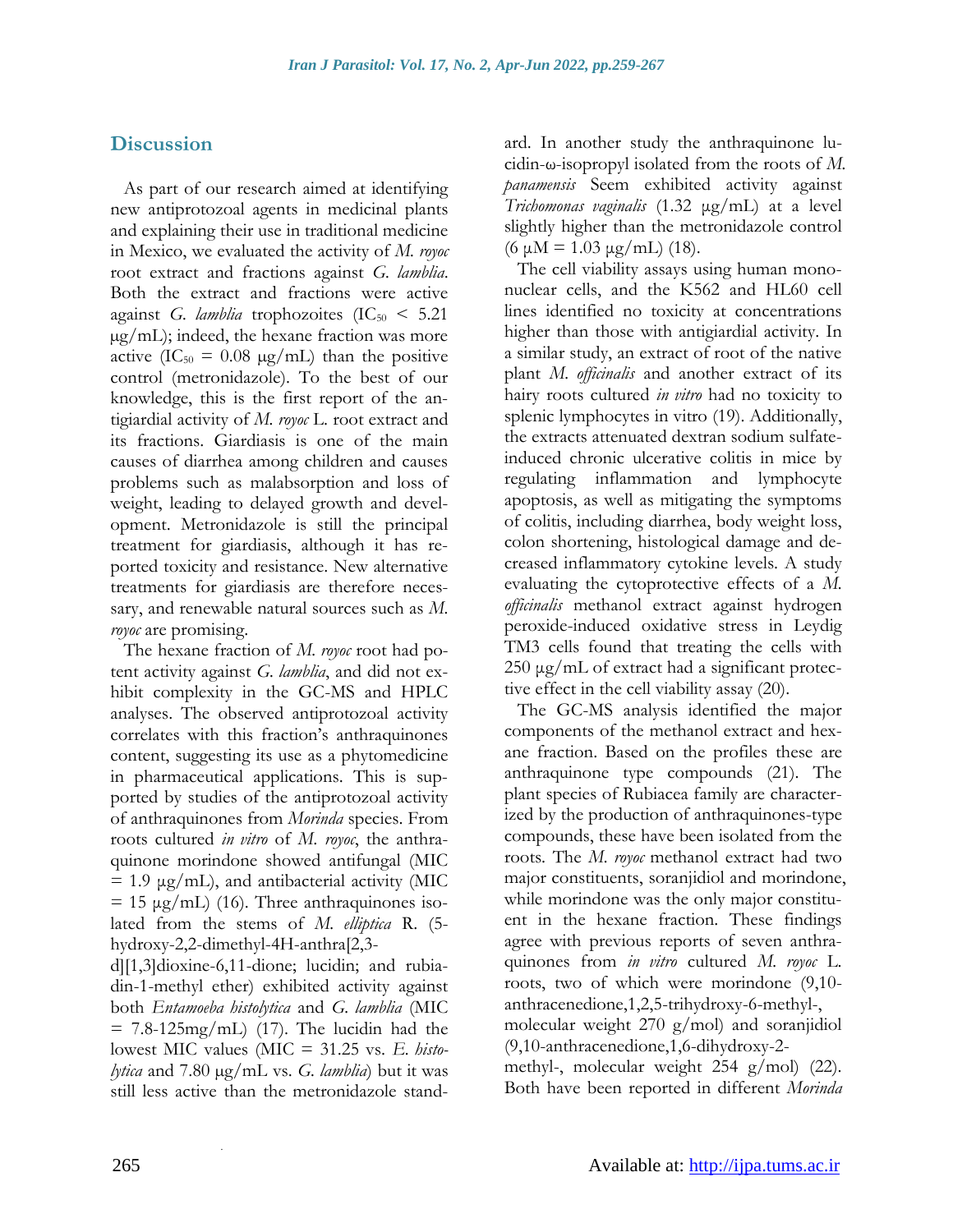## Discussion

As part of our research aimed at identifying new antiprotozoal agents in medicinal plants and explaining their use in traditional medicine in Mexico, we evaluated the activity of *M. royoc* root extract and fractions against *G. lamblia*. Both the extract and fractions were active against *G. lamblia* trophozoites ($IC_{50}$ < 5.21 μg/mL); indeed, the hexane fraction was more active ($IC_{50}$ = 0.08 μg/mL) than the positive control (metronidazole). To the best of our knowledge, this is the first report of the antigiardial activity of *M. royoc* L. root extract and its fractions. Giardiasis is one of the main causes of diarrhea among children and causes problems such as malabsorption and loss of weight, leading to delayed growth and development. Metronidazole is still the principal treatment for giardiasis, although it has reported toxicity and resistance. New alternative treatments for giardiasis are therefore necessary, and renewable natural sources such as *M. royoc* are promising.

The hexane fraction of *M. royoc* root had potent activity against *G. lamblia*, and did not exhibit complexity in the GC-MS and HPLC analyses. The observed antiprotozoal activity correlates with this fraction's anthraquinones content, suggesting its use as a phytomedicine in pharmaceutical applications. This is supported by studies of the antiprotozoal activity of anthraquinones from *Morinda* species. From roots cultured *in vitro* of *M. royoc*, the anthraquinone morindone showed antifungal (MIC = 1.9 μg/mL), and antibacterial activity (MIC = 15 μg/mL) (16). Three anthraquinones isolated from the stems of *M. elliptica* R. (5-hydroxy-2,2-dimethyl-4H-anthra[2,3-d][1,3]dioxine-6,11-dione; lucidin; and rubiadin-1-methyl ether) exhibited activity against both *Entamoeba histolytica* and *G. lamblia* (MIC = 7.8-125mg/mL) (17). The lucidin had the lowest MIC values (MIC = 31.25 vs. *E. histolytica* and 7.80 μg/mL vs. *G. lamblia*) but it was still less active than the metronidazole standard. In another study the anthraquinone lucidin-ω-isopropyl isolated from the roots of *M. panamensis* Seem exhibited activity against *Trichomonas vaginalis* (1.32 μg/mL) at a level slightly higher than the metronidazole control (6 μM = 1.03 μg/mL) (18).

The cell viability assays using human mononuclear cells, and the K562 and HL60 cell lines identified no toxicity at concentrations higher than those with antigiardial activity. In a similar study, an extract of root of the native plant *M. officinalis* and another extract of its hairy roots cultured *in vitro* had no toxicity to splenic lymphocytes in vitro (19). Additionally, the extracts attenuated dextran sodium sulfate-induced chronic ulcerative colitis in mice by regulating inflammation and lymphocyte apoptosis, as well as mitigating the symptoms of colitis, including diarrhea, body weight loss, colon shortening, histological damage and decreased inflammatory cytokine levels. A study evaluating the cytoprotective effects of a *M. officinalis* methanol extract against hydrogen peroxide-induced oxidative stress in Leydig TM3 cells found that treating the cells with 250 μg/mL of extract had a significant protective effect in the cell viability assay (20).

The GC-MS analysis identified the major components of the methanol extract and hexane fraction. Based on the profiles these are anthraquinone type compounds (21). The plant species of Rubiacea family are characterized by the production of anthraquinones-type compounds, these have been isolated from the roots. The *M. royoc* methanol extract had two major constituents, soranjidiol and morindone, while morindone was the only major constituent in the hexane fraction. These findings agree with previous reports of seven anthraquinones from *in vitro* cultured *M. royoc* L. roots, two of which were morindone (9,10-anthracenedione,1,2,5-trihydroxy-6-methyl-, molecular weight 270 g/mol) and soranjidiol (9,10-anthracenedione,1,6-dihydroxy-2-methyl-, molecular weight 254 g/mol) (22). Both have been reported in different *Morinda*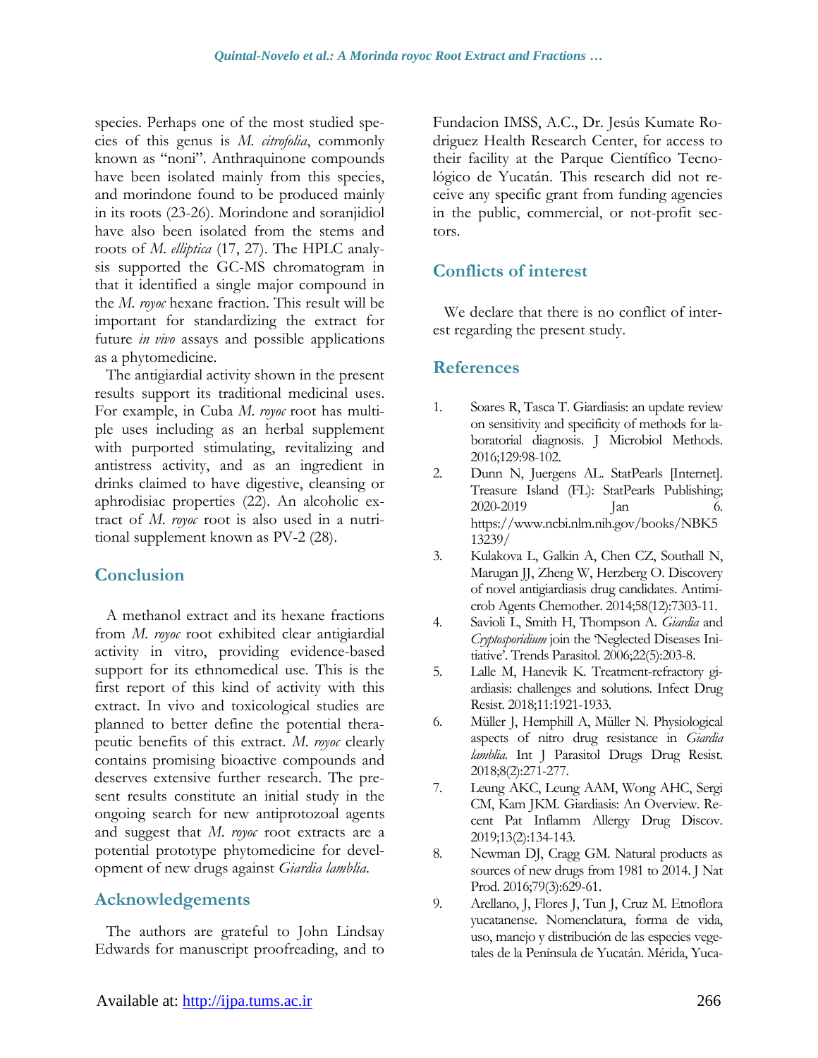species. Perhaps one of the most studied species of this genus is *M. citrofolia*, commonly known as "noni". Anthraquinone compounds have been isolated mainly from this species, and morindone found to be produced mainly in its roots (23-26). Morindone and soranjidiol have also been isolated from the stems and roots of *M. elliptica* (17, 27). The HPLC analysis supported the GC-MS chromatogram in that it identified a single major compound in the *M. royoc* hexane fraction. This result will be important for standardizing the extract for future *in vivo* assays and possible applications as a phytomedicine.

The antigiardial activity shown in the present results support its traditional medicinal uses. For example, in Cuba *M. royoc* root has multiple uses including as an herbal supplement with purported stimulating, revitalizing and antistress activity, and as an ingredient in drinks claimed to have digestive, cleansing or aphrodisiac properties (22). An alcoholic extract of *M. royoc* root is also used in a nutritional supplement known as PV-2 (28).

## Conclusion

A methanol extract and its hexane fractions from *M. royoc* root exhibited clear antigiardial activity in vitro, providing evidence-based support for its ethnomedical use. This is the first report of this kind of activity with this extract. In vivo and toxicological studies are planned to better define the potential therapeutic benefits of this extract. *M. royoc* clearly contains promising bioactive compounds and deserves extensive further research. The present results constitute an initial study in the ongoing search for new antiprotozoal agents and suggest that *M. royoc* root extracts are a potential prototype phytomedicine for development of new drugs against *Giardia lamblia*.

## Acknowledgements

The authors are grateful to John Lindsay Edwards for manuscript proofreading, and to Fundacion IMSS, A.C., Dr. Jesús Kumate Rodriguez Health Research Center, for access to their facility at the Parque Científico Tecnológico de Yucatán. This research did not receive any specific grant from funding agencies in the public, commercial, or not-profit sectors.

## Conflicts of interest

We declare that there is no conflict of interest regarding the present study.

## References

1. Soares R, Tasca T. Giardiasis: an update review on sensitivity and specificity of methods for laboratorial diagnosis. J Microbiol Methods. 2016;129:98-102.
2. Dunn N, Juergens AL. StatPearls [Internet]. Treasure Island (FL): StatPearls Publishing; 2020-2019 Jan 6. https://www.ncbi.nlm.nih.gov/books/NBK513239/
3. Kulakova L, Galkin A, Chen CZ, Southall N, Marugan JJ, Zheng W, Herzberg O. Discovery of novel antigiardiasis drug candidates. Antimicrob Agents Chemother. 2014;58(12):7303-11.
4. Savioli L, Smith H, Thompson A. *Giardia* and *Cryptosporidium* join the 'Neglected Diseases Initiative'. Trends Parasitol. 2006;22(5):203-8.
5. Lalle M, Hanevik K. Treatment-refractory giardiasis: challenges and solutions. Infect Drug Resist. 2018;11:1921-1933.
6. Müller J, Hemphill A, Müller N. Physiological aspects of nitro drug resistance in *Giardia lamblia*. Int J Parasitol Drugs Drug Resist. 2018;8(2):271-277.
7. Leung AKC, Leung AAM, Wong AHC, Sergi CM, Kam JKM. Giardiasis: An Overview. Recent Pat Inflamm Allergy Drug Discov. 2019;13(2):134-143.
8. Newman DJ, Cragg GM. Natural products as sources of new drugs from 1981 to 2014. J Nat Prod. 2016;79(3):629-61.
9. Arellano, J, Flores J, Tun J, Cruz M. Etnoflora yucatanense. Nomenclatura, forma de vida, uso, manejo y distribución de las especies vegetales de la Península de Yucatán. Mérida, Yuca-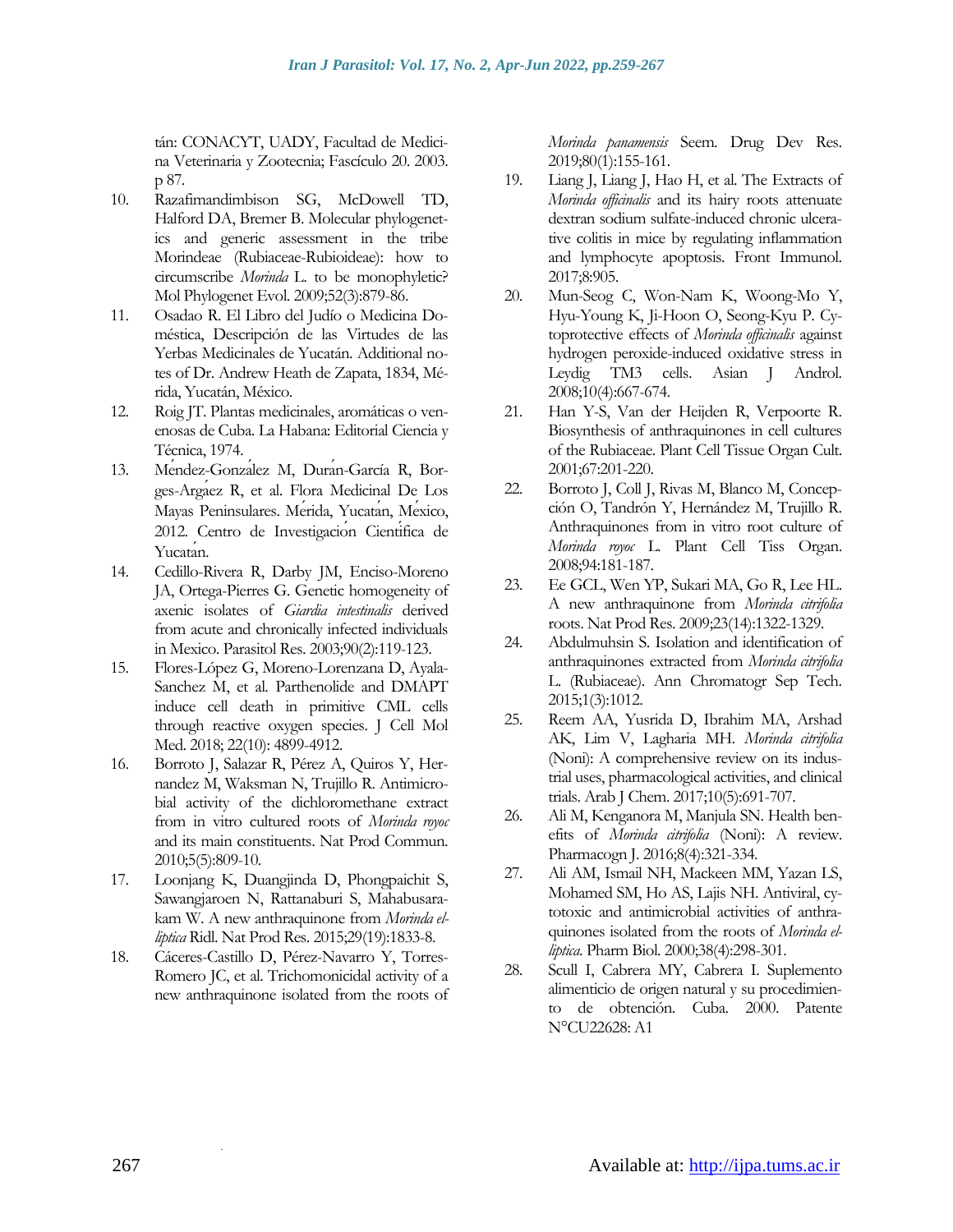tán: CONACYT, UADY, Facultad de Medicina Veterinaria y Zootecnia; Fascículo 20. 2003. p 87.

10. Razafimandimbison SG, McDowell TD, Halford DA, Bremer B. Molecular phylogenetics and generic assessment in the tribe Morindeae (Rubiaceae-Rubioideae): how to circumscribe *Morinda* L. to be monophyletic? Mol Phylogenet Evol. 2009;52(3):879-86.
11. Osadao R. El Libro del Judío o Medicina Doméstica, Descripción de las Virtudes de las Yerbas Medicinales de Yucatán. Additional notes of Dr. Andrew Heath de Zapata, 1834, Mérida, Yucatán, México.
12. Roig JT. Plantas medicinales, aromáticas o venenosas de Cuba. La Habana: Editorial Ciencia y Técnica, 1974.
13. Méndez-González M, Durán-García R, Borges-Argáez R, et al. Flora Medicinal De Los Mayas Peninsulares. Mérida, Yucatán, México, 2012. Centro de Investigación Científica de Yucatán.
14. Cedillo-Rivera R, Darby JM, Enciso-Moreno JA, Ortega-Pierres G. Genetic homogeneity of axenic isolates of *Giardia intestinalis* derived from acute and chronically infected individuals in Mexico. Parasitol Res. 2003;90(2):119-123.
15. Flores-López G, Moreno-Lorenzana D, Ayala-Sanchez M, et al. Parthenolide and DMAPT induce cell death in primitive CML cells through reactive oxygen species. J Cell Mol Med. 2018; 22(10): 4899-4912.
16. Borroto J, Salazar R, Pérez A, Quiros Y, Hernandez M, Waksman N, Trujillo R. Antimicrobial activity of the dichloromethane extract from in vitro cultured roots of *Morinda royoc* and its main constituents. Nat Prod Commun. 2010;5(5):809-10.
17. Loonjang K, Duangjinda D, Phongpaichit S, Sawangjaroen N, Rattanaburi S, Mahabusarakam W. A new anthraquinone from *Morinda elliptica* Ridl. Nat Prod Res. 2015;29(19):1833-8.
18. Cáceres-Castillo D, Pérez-Navarro Y, Torres-Romero JC, et al. Trichomonicidal activity of a new anthraquinone isolated from the roots of *Morinda panamensis* Seem. Drug Dev Res. 2019;80(1):155-161.
19. Liang J, Liang J, Hao H, et al. The Extracts of *Morinda officinalis* and its hairy roots attenuate dextran sodium sulfate-induced chronic ulcerative colitis in mice by regulating inflammation and lymphocyte apoptosis. Front Immunol. 2017;8:905.
20. Mun-Seog C, Won-Nam K, Woong-Mo Y, Hyu-Young K, Ji-Hoon O, Seong-Kyu P. Cytoprotective effects of *Morinda officinalis* against hydrogen peroxide-induced oxidative stress in Leydig TM3 cells. Asian J Androl. 2008;10(4):667-674.
21. Han Y-S, Van der Heijden R, Verpoorte R. Biosynthesis of anthraquinones in cell cultures of the Rubiaceae. Plant Cell Tissue Organ Cult. 2001;67:201-220.
22. Borroto J, Coll J, Rivas M, Blanco M, Concepción O, Tandrón Y, Hernández M, Trujillo R. Anthraquinones from in vitro root culture of *Morinda royoc* L. Plant Cell Tiss Organ. 2008;94:181-187.
23. Ee GCL, Wen YP, Sukari MA, Go R, Lee HL. A new anthraquinone from *Morinda citrifolia* roots. Nat Prod Res. 2009;23(14):1322-1329.
24. Abdulmuhsin S. Isolation and identification of anthraquinones extracted from *Morinda citrifolia* L. (Rubiaceae). Ann Chromatogr Sep Tech. 2015;1(3):1012.
25. Reem AA, Yusrida D, Ibrahim MA, Arshad AK, Lim V, Lagharia MH. *Morinda citrifolia* (Noni): A comprehensive review on its industrial uses, pharmacological activities, and clinical trials. Arab J Chem. 2017;10(5):691-707.
26. Ali M, Kenganora M, Manjula SN. Health benefits of *Morinda citrifolia* (Noni): A review. Pharmacogn J. 2016;8(4):321-334.
27. Ali AM, Ismail NH, Mackeen MM, Yazan LS, Mohamed SM, Ho AS, Lajis NH. Antiviral, cytotoxic and antimicrobial activities of anthraquinones isolated from the roots of *Morinda elliptica*. Pharm Biol. 2000;38(4):298-301.
28. Scull I, Cabrera MY, Cabrera I. Suplemento alimenticio de origen natural y su procedimiento de obtención. Cuba. 2000. Patente N°CU22628: A1